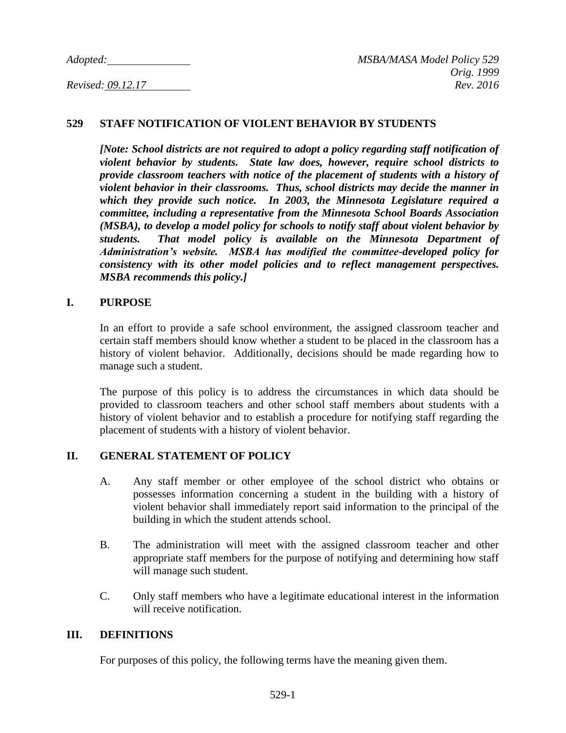Adopted: MSBA/MASA Model Policy 529
Orig. 1999
Revised: 09.12.17 Rev. 2016

# 529 STAFF NOTIFICATION OF VIOLENT BEHAVIOR BY STUDENTS

***[Note: School districts are not required to adopt a policy regarding staff notification of violent behavior by students. State law does, however, require school districts to provide classroom teachers with notice of the placement of students with a history of violent behavior in their classrooms. Thus, school districts may decide the manner in which they provide such notice. In 2003, the Minnesota Legislature required a committee, including a representative from the Minnesota School Boards Association (MSBA), to develop a model policy for schools to notify staff about violent behavior by students. That model policy is available on the Minnesota Department of Administration's website. MSBA has modified the committee-developed policy for consistency with its other model policies and to reflect management perspectives. MSBA recommends this policy.]***

## I. PURPOSE

In an effort to provide a safe school environment, the assigned classroom teacher and certain staff members should know whether a student to be placed in the classroom has a history of violent behavior. Additionally, decisions should be made regarding how to manage such a student.

The purpose of this policy is to address the circumstances in which data should be provided to classroom teachers and other school staff members about students with a history of violent behavior and to establish a procedure for notifying staff regarding the placement of students with a history of violent behavior.

## II. GENERAL STATEMENT OF POLICY

A. Any staff member or other employee of the school district who obtains or possesses information concerning a student in the building with a history of violent behavior shall immediately report said information to the principal of the building in which the student attends school.

B. The administration will meet with the assigned classroom teacher and other appropriate staff members for the purpose of notifying and determining how staff will manage such student.

C. Only staff members who have a legitimate educational interest in the information will receive notification.

## III. DEFINITIONS

For purposes of this policy, the following terms have the meaning given them.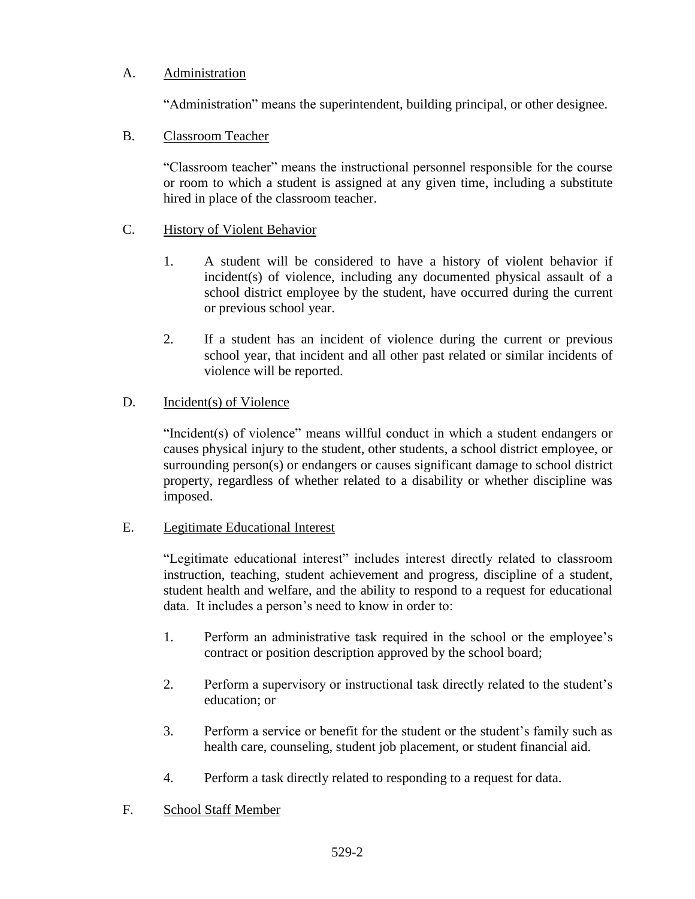A. Administration

"Administration" means the superintendent, building principal, or other designee.

B. Classroom Teacher

"Classroom teacher" means the instructional personnel responsible for the course or room to which a student is assigned at any given time, including a substitute hired in place of the classroom teacher.

C. History of Violent Behavior

1. A student will be considered to have a history of violent behavior if incident(s) of violence, including any documented physical assault of a school district employee by the student, have occurred during the current or previous school year.

2. If a student has an incident of violence during the current or previous school year, that incident and all other past related or similar incidents of violence will be reported.

D. Incident(s) of Violence

"Incident(s) of violence" means willful conduct in which a student endangers or causes physical injury to the student, other students, a school district employee, or surrounding person(s) or endangers or causes significant damage to school district property, regardless of whether related to a disability or whether discipline was imposed.

E. Legitimate Educational Interest

"Legitimate educational interest" includes interest directly related to classroom instruction, teaching, student achievement and progress, discipline of a student, student health and welfare, and the ability to respond to a request for educational data. It includes a person's need to know in order to:

1. Perform an administrative task required in the school or the employee's contract or position description approved by the school board;

2. Perform a supervisory or instructional task directly related to the student's education; or

3. Perform a service or benefit for the student or the student's family such as health care, counseling, student job placement, or student financial aid.

4. Perform a task directly related to responding to a request for data.

F. School Staff Member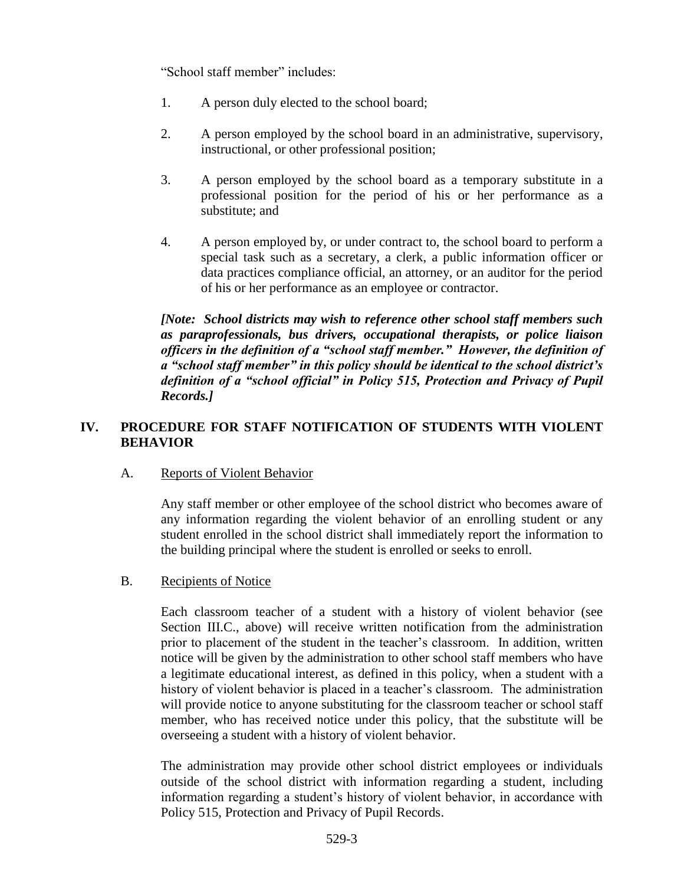"School staff member" includes:

1. A person duly elected to the school board;

2. A person employed by the school board in an administrative, supervisory, instructional, or other professional position;

3. A person employed by the school board as a temporary substitute in a professional position for the period of his or her performance as a substitute; and

4. A person employed by, or under contract to, the school board to perform a special task such as a secretary, a clerk, a public information officer or data practices compliance official, an attorney, or an auditor for the period of his or her performance as an employee or contractor.

***[Note: School districts may wish to reference other school staff members such as paraprofessionals, bus drivers, occupational therapists, or police liaison officers in the definition of a "school staff member." However, the definition of a "school staff member" in this policy should be identical to the school district's definition of a "school official" in Policy 515, Protection and Privacy of Pupil Records.]***

## IV. PROCEDURE FOR STAFF NOTIFICATION OF STUDENTS WITH VIOLENT BEHAVIOR

### A. Reports of Violent Behavior

Any staff member or other employee of the school district who becomes aware of any information regarding the violent behavior of an enrolling student or any student enrolled in the school district shall immediately report the information to the building principal where the student is enrolled or seeks to enroll.

### B. Recipients of Notice

Each classroom teacher of a student with a history of violent behavior (see Section III.C., above) will receive written notification from the administration prior to placement of the student in the teacher's classroom. In addition, written notice will be given by the administration to other school staff members who have a legitimate educational interest, as defined in this policy, when a student with a history of violent behavior is placed in a teacher's classroom. The administration will provide notice to anyone substituting for the classroom teacher or school staff member, who has received notice under this policy, that the substitute will be overseeing a student with a history of violent behavior.

The administration may provide other school district employees or individuals outside of the school district with information regarding a student, including information regarding a student's history of violent behavior, in accordance with Policy 515, Protection and Privacy of Pupil Records.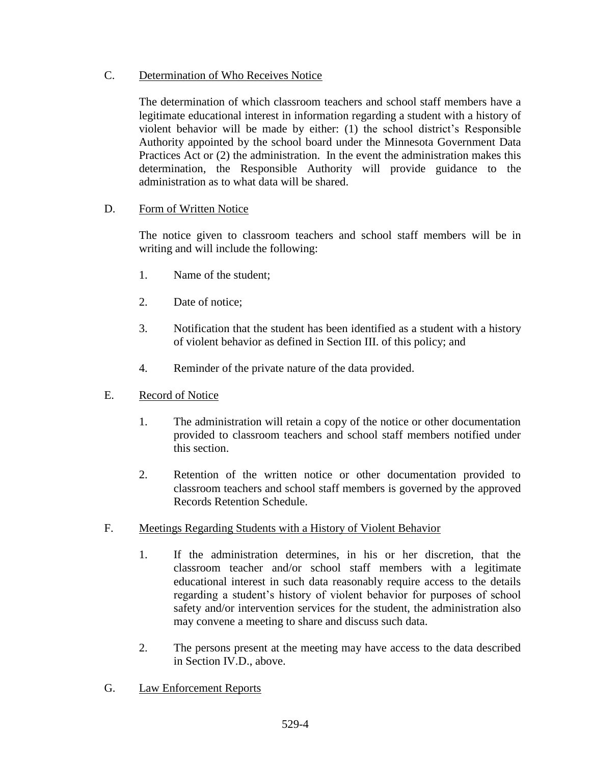C. <u>Determination of Who Receives Notice</u>

The determination of which classroom teachers and school staff members have a legitimate educational interest in information regarding a student with a history of violent behavior will be made by either: (1) the school district's Responsible Authority appointed by the school board under the Minnesota Government Data Practices Act or (2) the administration. In the event the administration makes this determination, the Responsible Authority will provide guidance to the administration as to what data will be shared.

D. <u>Form of Written Notice</u>

The notice given to classroom teachers and school staff members will be in writing and will include the following:

1. Name of the student;

2. Date of notice;

3. Notification that the student has been identified as a student with a history of violent behavior as defined in Section III. of this policy; and

4. Reminder of the private nature of the data provided.

E. <u>Record of Notice</u>

1. The administration will retain a copy of the notice or other documentation provided to classroom teachers and school staff members notified under this section.

2. Retention of the written notice or other documentation provided to classroom teachers and school staff members is governed by the approved Records Retention Schedule.

F. <u>Meetings Regarding Students with a History of Violent Behavior</u>

1. If the administration determines, in his or her discretion, that the classroom teacher and/or school staff members with a legitimate educational interest in such data reasonably require access to the details regarding a student's history of violent behavior for purposes of school safety and/or intervention services for the student, the administration also may convene a meeting to share and discuss such data.

2. The persons present at the meeting may have access to the data described in Section IV.D., above.

G. <u>Law Enforcement Reports</u>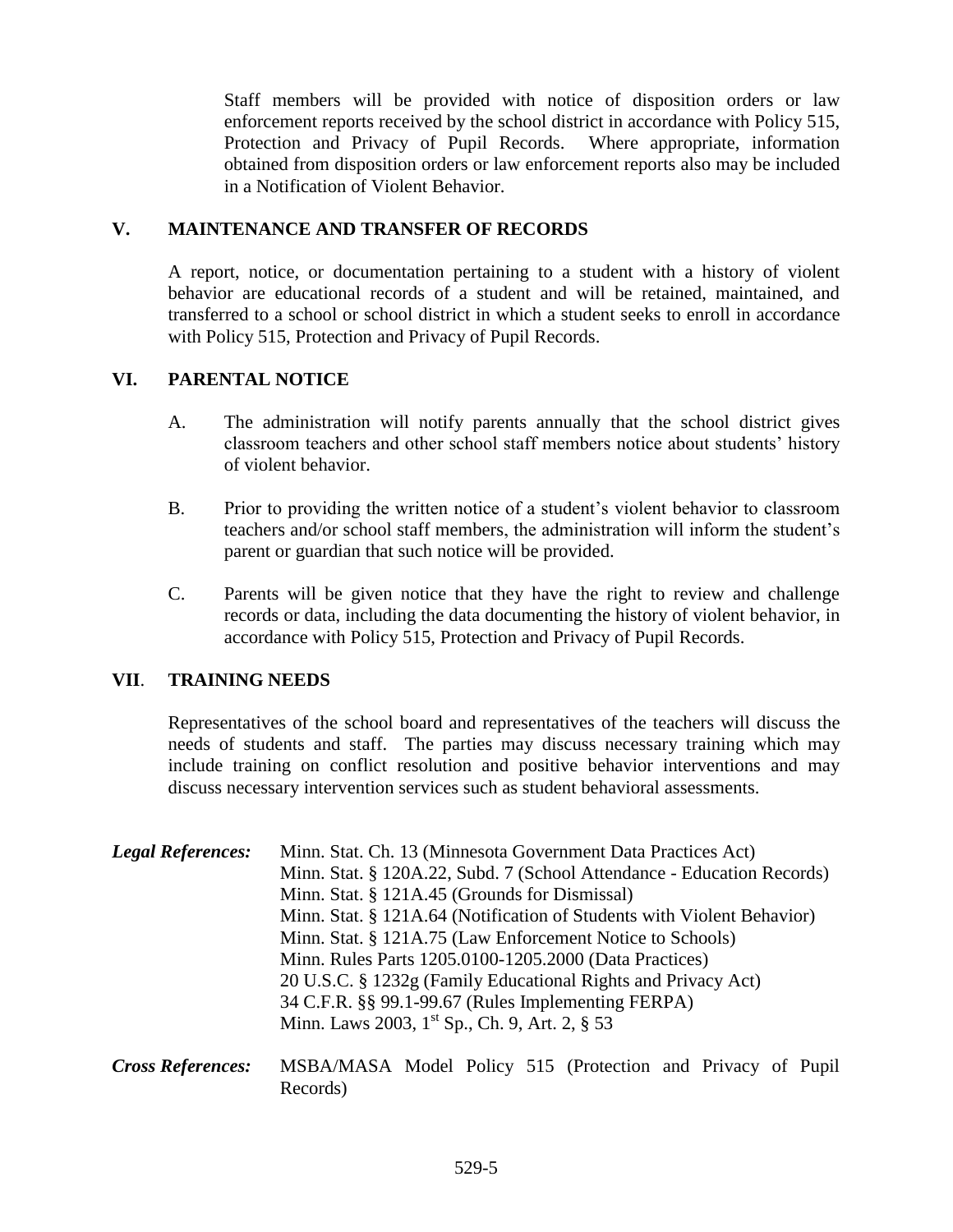Staff members will be provided with notice of disposition orders or law enforcement reports received by the school district in accordance with Policy 515, Protection and Privacy of Pupil Records. Where appropriate, information obtained from disposition orders or law enforcement reports also may be included in a Notification of Violent Behavior.

## V. MAINTENANCE AND TRANSFER OF RECORDS

A report, notice, or documentation pertaining to a student with a history of violent behavior are educational records of a student and will be retained, maintained, and transferred to a school or school district in which a student seeks to enroll in accordance with Policy 515, Protection and Privacy of Pupil Records.

## VI. PARENTAL NOTICE

A. The administration will notify parents annually that the school district gives classroom teachers and other school staff members notice about students' history of violent behavior.

B. Prior to providing the written notice of a student's violent behavior to classroom teachers and/or school staff members, the administration will inform the student's parent or guardian that such notice will be provided.

C. Parents will be given notice that they have the right to review and challenge records or data, including the data documenting the history of violent behavior, in accordance with Policy 515, Protection and Privacy of Pupil Records.

## VII. TRAINING NEEDS

Representatives of the school board and representatives of the teachers will discuss the needs of students and staff. The parties may discuss necessary training which may include training on conflict resolution and positive behavior interventions and may discuss necessary intervention services such as student behavioral assessments.

***Legal References:***
Minn. Stat. Ch. 13 (Minnesota Government Data Practices Act)
Minn. Stat. § 120A.22, Subd. 7 (School Attendance - Education Records)
Minn. Stat. § 121A.45 (Grounds for Dismissal)
Minn. Stat. § 121A.64 (Notification of Students with Violent Behavior)
Minn. Stat. § 121A.75 (Law Enforcement Notice to Schools)
Minn. Rules Parts 1205.0100-1205.2000 (Data Practices)
20 U.S.C. § 1232g (Family Educational Rights and Privacy Act)
34 C.F.R. §§ 99.1-99.67 (Rules Implementing FERPA)
Minn. Laws 2003, 1st Sp., Ch. 9, Art. 2, § 53

***Cross References:***
MSBA/MASA Model Policy 515 (Protection and Privacy of Pupil Records)